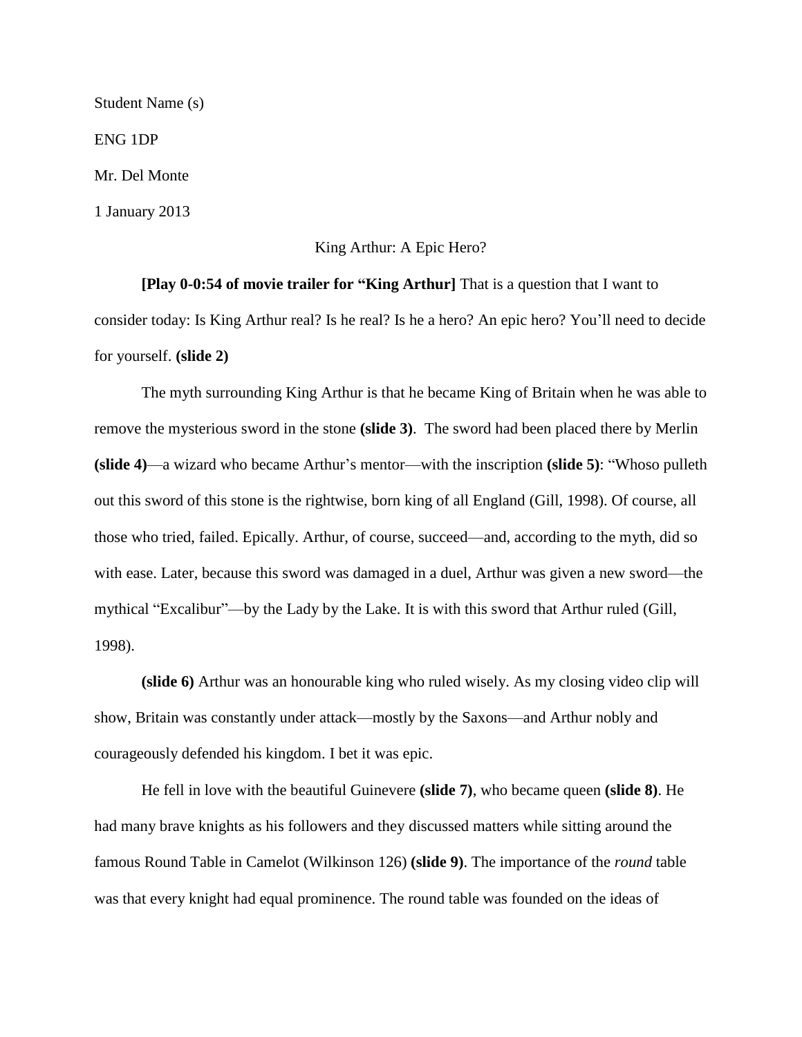Student Name (s)

ENG 1DP

Mr. Del Monte

1 January 2013

King Arthur: A Epic Hero?

**[Play 0-0:54 of movie trailer for "King Arthur]** That is a question that I want to consider today: Is King Arthur real? Is he real? Is he a hero? An epic hero? You'll need to decide for yourself. **(slide 2)**

The myth surrounding King Arthur is that he became King of Britain when he was able to remove the mysterious sword in the stone **(slide 3)**. The sword had been placed there by Merlin **(slide 4)**—a wizard who became Arthur's mentor—with the inscription **(slide 5)**: "Whoso pulleth out this sword of this stone is the rightwise, born king of all England (Gill, 1998). Of course, all those who tried, failed. Epically. Arthur, of course, succeed—and, according to the myth, did so with ease. Later, because this sword was damaged in a duel, Arthur was given a new sword—the mythical "Excalibur"—by the Lady by the Lake. It is with this sword that Arthur ruled (Gill, 1998).

**(slide 6)** Arthur was an honourable king who ruled wisely. As my closing video clip will show, Britain was constantly under attack—mostly by the Saxons—and Arthur nobly and courageously defended his kingdom. I bet it was epic.

He fell in love with the beautiful Guinevere **(slide 7)**, who became queen **(slide 8)**. He had many brave knights as his followers and they discussed matters while sitting around the famous Round Table in Camelot (Wilkinson 126) **(slide 9)**. The importance of the *round* table was that every knight had equal prominence. The round table was founded on the ideas of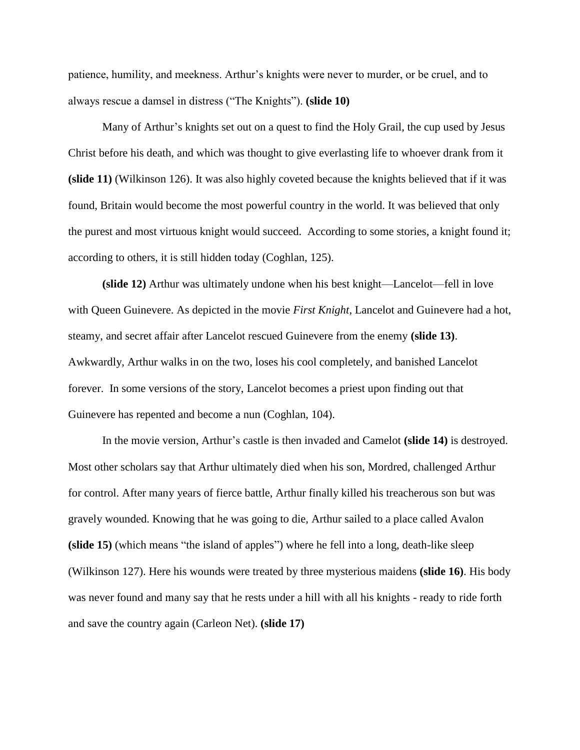patience, humility, and meekness. Arthur's knights were never to murder, or be cruel, and to always rescue a damsel in distress ("The Knights"). **(slide 10)**

Many of Arthur's knights set out on a quest to find the Holy Grail, the cup used by Jesus Christ before his death, and which was thought to give everlasting life to whoever drank from it **(slide 11)** (Wilkinson 126). It was also highly coveted because the knights believed that if it was found, Britain would become the most powerful country in the world. It was believed that only the purest and most virtuous knight would succeed. According to some stories, a knight found it; according to others, it is still hidden today (Coghlan, 125).

**(slide 12)** Arthur was ultimately undone when his best knight—Lancelot—fell in love with Queen Guinevere. As depicted in the movie *First Knight*, Lancelot and Guinevere had a hot, steamy, and secret affair after Lancelot rescued Guinevere from the enemy **(slide 13)**. Awkwardly, Arthur walks in on the two, loses his cool completely, and banished Lancelot forever. In some versions of the story, Lancelot becomes a priest upon finding out that Guinevere has repented and become a nun (Coghlan, 104).

In the movie version, Arthur's castle is then invaded and Camelot **(slide 14)** is destroyed. Most other scholars say that Arthur ultimately died when his son, Mordred, challenged Arthur for control. After many years of fierce battle, Arthur finally killed his treacherous son but was gravely wounded. Knowing that he was going to die, Arthur sailed to a place called Avalon **(slide 15)** (which means "the island of apples") where he fell into a long, death-like sleep (Wilkinson 127). Here his wounds were treated by three mysterious maidens **(slide 16)**. His body was never found and many say that he rests under a hill with all his knights - ready to ride forth and save the country again (Carleon Net). **(slide 17)**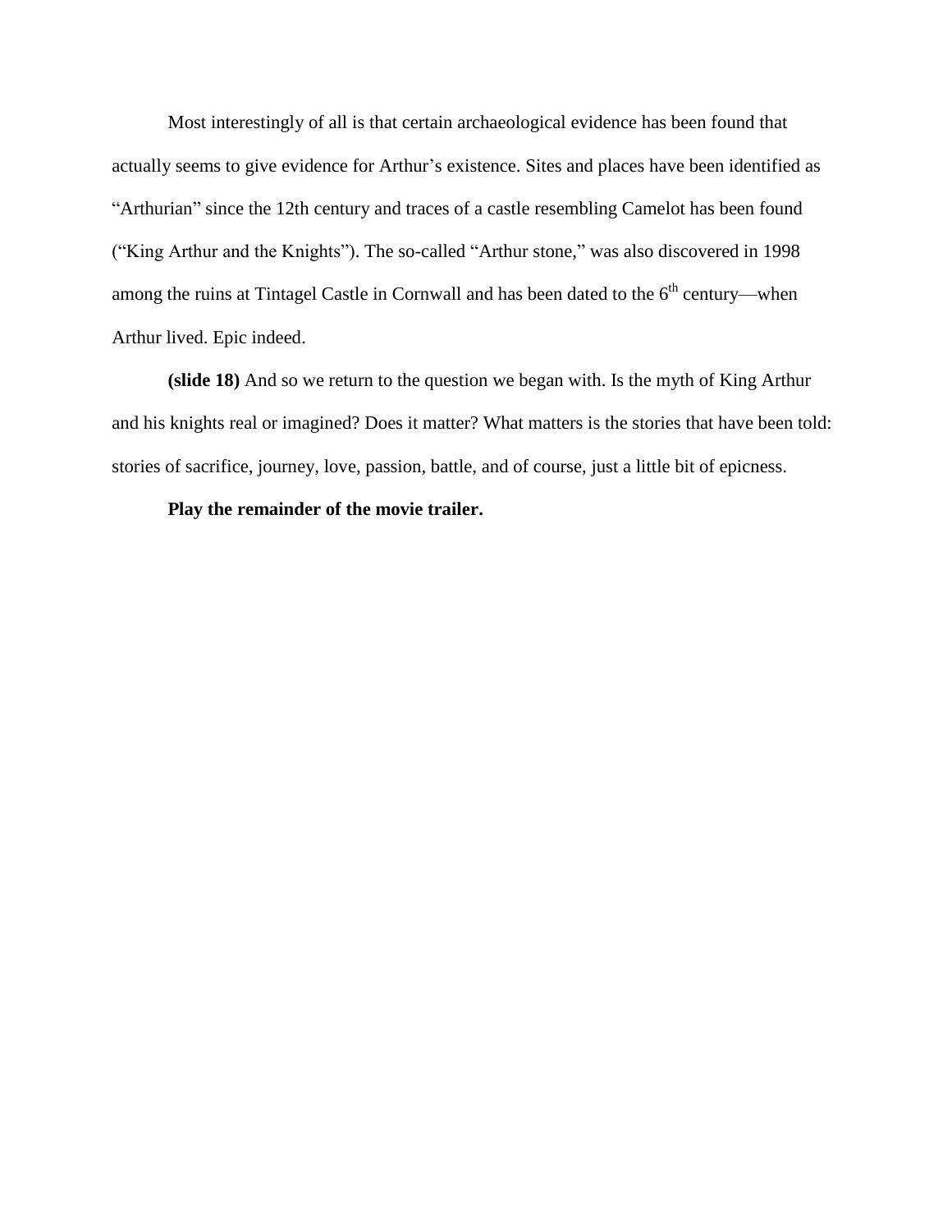Most interestingly of all is that certain archaeological evidence has been found that actually seems to give evidence for Arthur's existence. Sites and places have been identified as "Arthurian" since the 12th century and traces of a castle resembling Camelot has been found ("King Arthur and the Knights"). The so-called "Arthur stone," was also discovered in 1998 among the ruins at Tintagel Castle in Cornwall and has been dated to the 6th century—when Arthur lived. Epic indeed.

**(slide 18)** And so we return to the question we began with. Is the myth of King Arthur and his knights real or imagined? Does it matter? What matters is the stories that have been told: stories of sacrifice, journey, love, passion, battle, and of course, just a little bit of epicness.

**Play the remainder of the movie trailer.**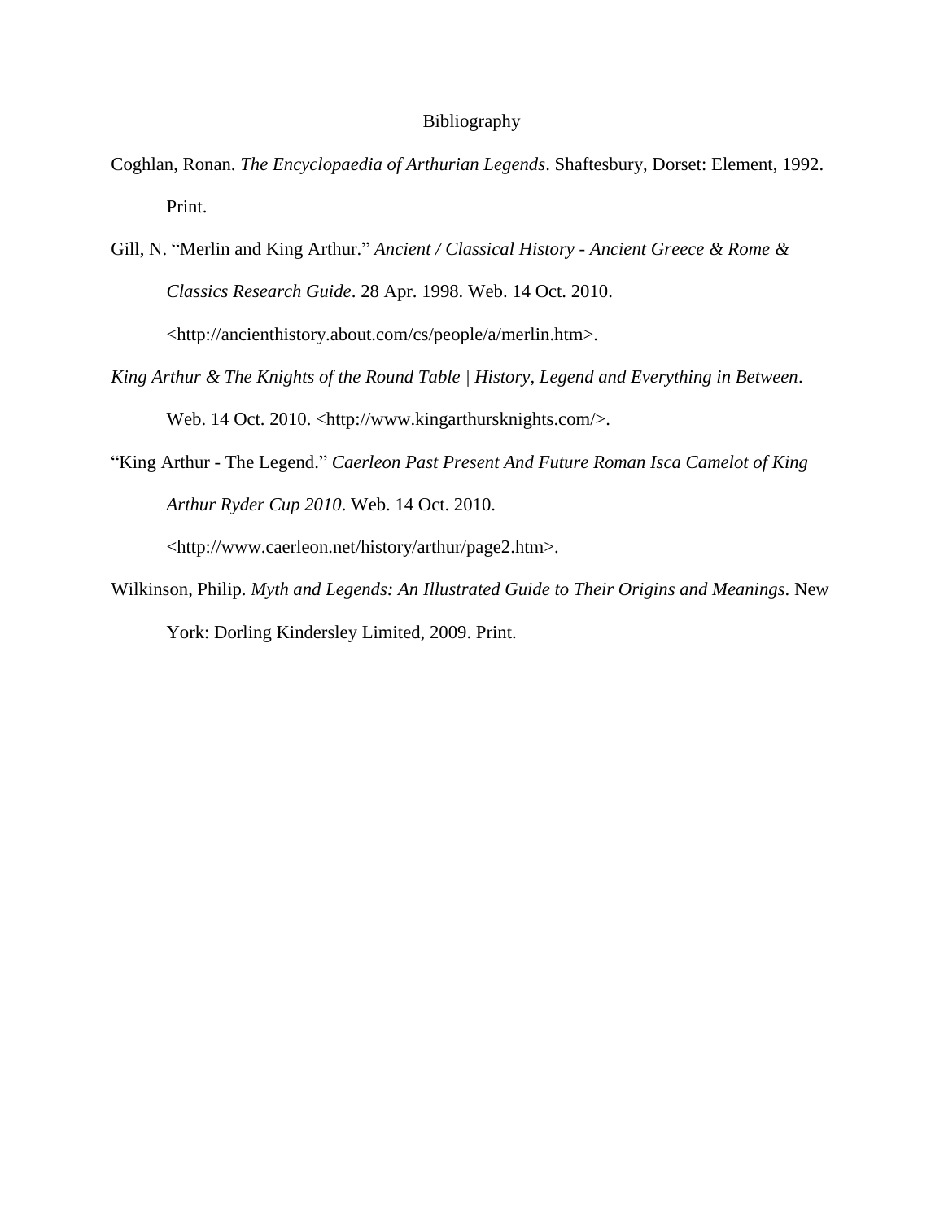# Bibliography

Coghlan, Ronan. *The Encyclopaedia of Arthurian Legends*. Shaftesbury, Dorset: Element, 1992. Print.

Gill, N. "Merlin and King Arthur." *Ancient / Classical History - Ancient Greece & Rome & Classics Research Guide*. 28 Apr. 1998. Web. 14 Oct. 2010. <http://ancienthistory.about.com/cs/people/a/merlin.htm>.

*King Arthur & The Knights of the Round Table | History, Legend and Everything in Between*. Web. 14 Oct. 2010. <http://www.kingarthursknights.com/>.

"King Arthur - The Legend." *Caerleon Past Present And Future Roman Isca Camelot of King Arthur Ryder Cup 2010*. Web. 14 Oct. 2010. <http://www.caerleon.net/history/arthur/page2.htm>.

Wilkinson, Philip. *Myth and Legends: An Illustrated Guide to Their Origins and Meanings*. New York: Dorling Kindersley Limited, 2009. Print.